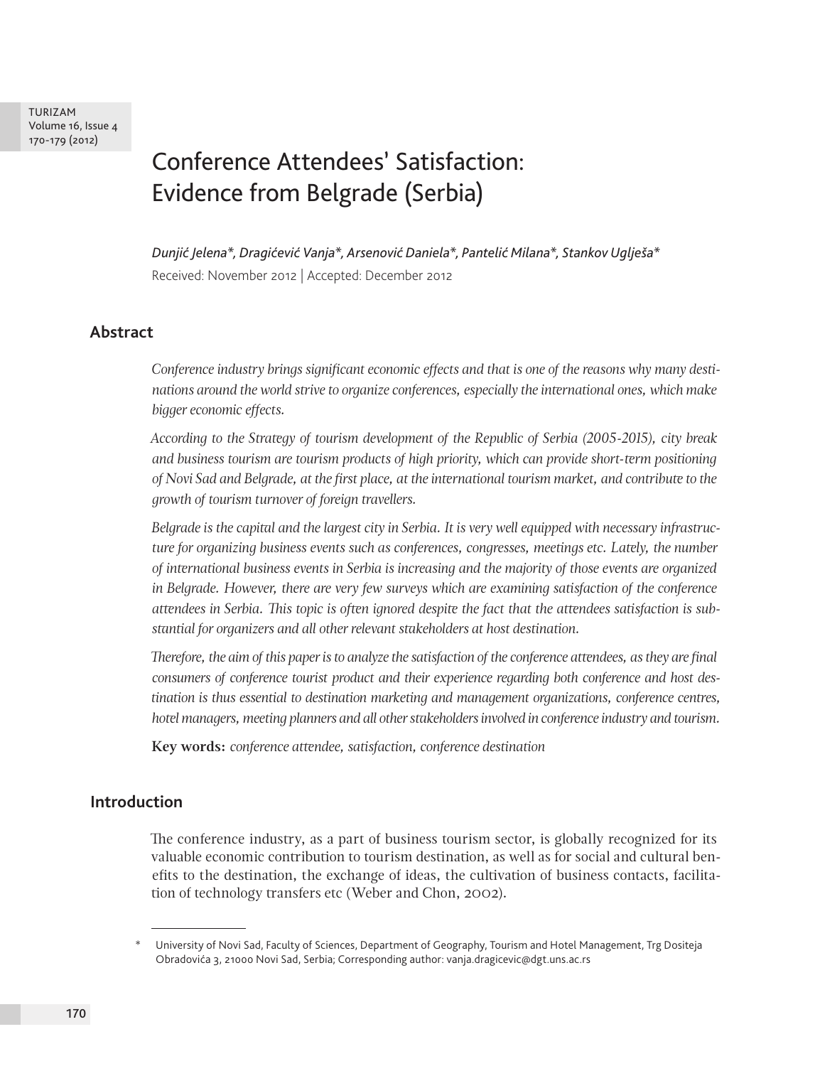# Conference Attendees' Satisfaction: Evidence from Belgrade (Serbia)

*Dunjić Jelena*\*, *Dragićević Vanja*\*, *Arsenović Daniela*\*, *Pantelić Milana*\*, *Stankov Uglješa*\*

Received: November 2012 | Accepted: December 2012

## Abstract

*Conference industry brings significant economic effects and that is one of the reasons why many destinations around the world strive to organize conferences, especially the international ones, which make bigger economic effects.*

*According to the Strategy of tourism development of the Republic of Serbia (2005-2015), city break and business tourism are tourism products of high priority, which can provide short-term positioning of Novi Sad and Belgrade, at the first place, at the international tourism market, and contribute to the growth of tourism turnover of foreign travellers.*

*Belgrade is the capital and the largest city in Serbia. It is very well equipped with necessary infrastructure for organizing business events such as conferences, congresses, meetings etc. Lately, the number of international business events in Serbia is increasing and the majority of those events are organized in Belgrade. However, there are very few surveys which are examining satisfaction of the conference attendees in Serbia. This topic is often ignored despite the fact that the attendees satisfaction is substantial for organizers and all other relevant stakeholders at host destination.*

*Therefore, the aim of this paper is to analyze the satisfaction of the conference attendees, as they are final consumers of conference tourist product and their experience regarding both conference and host destination is thus essential to destination marketing and management organizations, conference centres, hotel managers, meeting planners and all other stakeholders involved in conference industry and tourism.*

**Key words:** *conference attendee, satisfaction, conference destination*

## Introduction

The conference industry, as a part of business tourism sector, is globally recognized for its valuable economic contribution to tourism destination, as well as for social and cultural benefits to the destination, the exchange of ideas, the cultivation of business contacts, facilitation of technology transfers etc (Weber and Chon, 2002).

---

\* University of Novi Sad, Faculty of Sciences, Department of Geography, Tourism and Hotel Management, Trg Dositeja Obradovića 3, 21000 Novi Sad, Serbia; Corresponding author: vanja.dragicevic@dgt.uns.ac.rs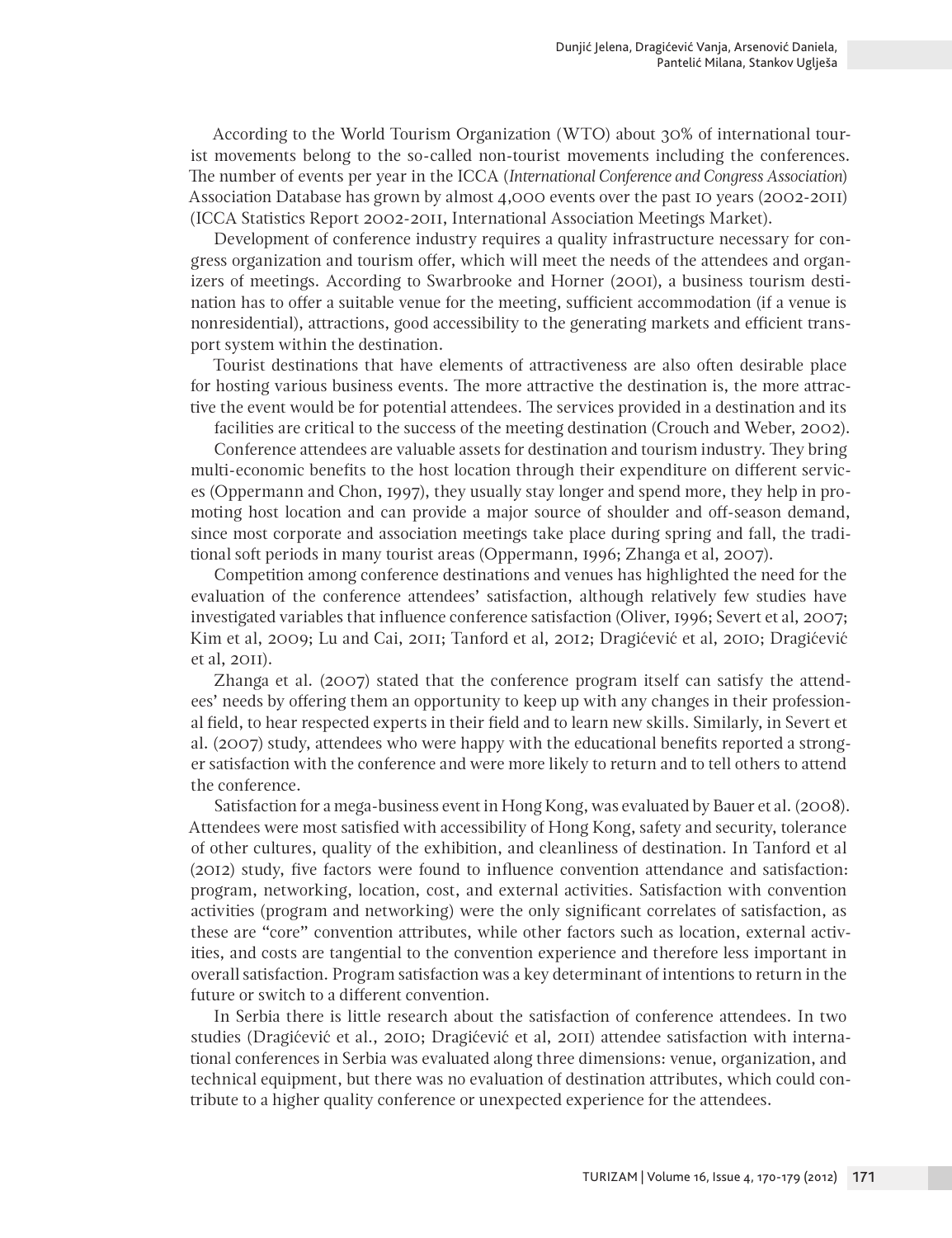According to the World Tourism Organization (WTO) about 30% of international tourist movements belong to the so-called non-tourist movements including the conferences. The number of events per year in the ICCA (*International Conference and Congress Association*) Association Database has grown by almost 4,000 events over the past 10 years (2002-2011) (ICCA Statistics Report 2002-2011, International Association Meetings Market).

Development of conference industry requires a quality infrastructure necessary for congress organization and tourism offer, which will meet the needs of the attendees and organizers of meetings. According to Swarbrooke and Horner (2001), a business tourism destination has to offer a suitable venue for the meeting, sufficient accommodation (if a venue is nonresidential), attractions, good accessibility to the generating markets and efficient transport system within the destination.

Tourist destinations that have elements of attractiveness are also often desirable place for hosting various business events. The more attractive the destination is, the more attractive the event would be for potential attendees. The services provided in a destination and its facilities are critical to the success of the meeting destination (Crouch and Weber, 2002).

Conference attendees are valuable assets for destination and tourism industry. They bring multi-economic benefits to the host location through their expenditure on different services (Oppermann and Chon, 1997), they usually stay longer and spend more, they help in promoting host location and can provide a major source of shoulder and off-season demand, since most corporate and association meetings take place during spring and fall, the traditional soft periods in many tourist areas (Oppermann, 1996; Zhanga et al, 2007).

Competition among conference destinations and venues has highlighted the need for the evaluation of the conference attendees' satisfaction, although relatively few studies have investigated variables that influence conference satisfaction (Oliver, 1996; Severt et al, 2007; Kim et al, 2009; Lu and Cai, 2011; Tanford et al, 2012; Dragićević et al, 2010; Dragićević et al, 2011).

Zhanga et al. (2007) stated that the conference program itself can satisfy the attendees' needs by offering them an opportunity to keep up with any changes in their professional field, to hear respected experts in their field and to learn new skills. Similarly, in Severt et al. (2007) study, attendees who were happy with the educational benefits reported a stronger satisfaction with the conference and were more likely to return and to tell others to attend the conference.

Satisfaction for a mega-business event in Hong Kong, was evaluated by Bauer et al. (2008). Attendees were most satisfied with accessibility of Hong Kong, safety and security, tolerance of other cultures, quality of the exhibition, and cleanliness of destination. In Tanford et al (2012) study, five factors were found to influence convention attendance and satisfaction: program, networking, location, cost, and external activities. Satisfaction with convention activities (program and networking) were the only significant correlates of satisfaction, as these are "core" convention attributes, while other factors such as location, external activities, and costs are tangential to the convention experience and therefore less important in overall satisfaction. Program satisfaction was a key determinant of intentions to return in the future or switch to a different convention.

In Serbia there is little research about the satisfaction of conference attendees. In two studies (Dragićević et al., 2010; Dragićević et al, 2011) attendee satisfaction with international conferences in Serbia was evaluated along three dimensions: venue, organization, and technical equipment, but there was no evaluation of destination attributes, which could contribute to a higher quality conference or unexpected experience for the attendees.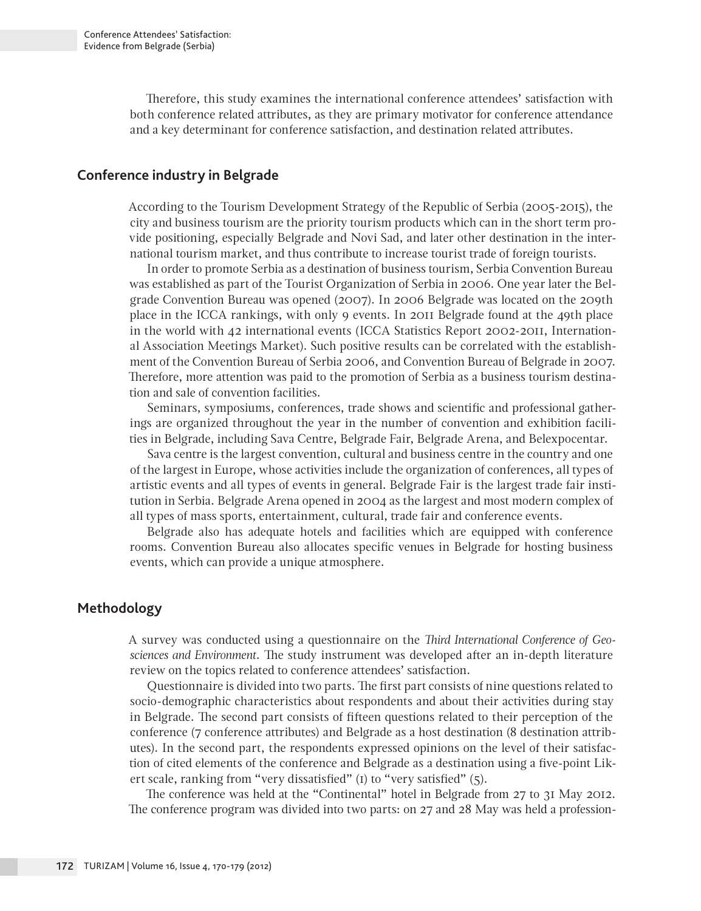Therefore, this study examines the international conference attendees' satisfaction with both conference related attributes, as they are primary motivator for conference attendance and a key determinant for conference satisfaction, and destination related attributes.

## Conference industry in Belgrade

According to the Tourism Development Strategy of the Republic of Serbia (2005-2015), the city and business tourism are the priority tourism products which can in the short term provide positioning, especially Belgrade and Novi Sad, and later other destination in the international tourism market, and thus contribute to increase tourist trade of foreign tourists.

In order to promote Serbia as a destination of business tourism, Serbia Convention Bureau was established as part of the Tourist Organization of Serbia in 2006. One year later the Belgrade Convention Bureau was opened (2007). In 2006 Belgrade was located on the 209th place in the ICCA rankings, with only 9 events. In 2011 Belgrade found at the 49th place in the world with 42 international events (ICCA Statistics Report 2002-2011, International Association Meetings Market). Such positive results can be correlated with the establishment of the Convention Bureau of Serbia 2006, and Convention Bureau of Belgrade in 2007. Therefore, more attention was paid to the promotion of Serbia as a business tourism destination and sale of convention facilities.

Seminars, symposiums, conferences, trade shows and scientific and professional gatherings are organized throughout the year in the number of convention and exhibition facilities in Belgrade, including Sava Centre, Belgrade Fair, Belgrade Arena, and Belexpocentar.

Sava centre is the largest convention, cultural and business centre in the country and one of the largest in Europe, whose activities include the organization of conferences, all types of artistic events and all types of events in general. Belgrade Fair is the largest trade fair institution in Serbia. Belgrade Arena opened in 2004 as the largest and most modern complex of all types of mass sports, entertainment, cultural, trade fair and conference events.

Belgrade also has adequate hotels and facilities which are equipped with conference rooms. Convention Bureau also allocates specific venues in Belgrade for hosting business events, which can provide a unique atmosphere.

## Methodology

A survey was conducted using a questionnaire on the *Third International Conference of Geosciences and Environment*. The study instrument was developed after an in-depth literature review on the topics related to conference attendees' satisfaction.

Questionnaire is divided into two parts. The first part consists of nine questions related to socio-demographic characteristics about respondents and about their activities during stay in Belgrade. The second part consists of fifteen questions related to their perception of the conference (7 conference attributes) and Belgrade as a host destination (8 destination attributes). In the second part, the respondents expressed opinions on the level of their satisfaction of cited elements of the conference and Belgrade as a destination using a five-point Likert scale, ranking from "very dissatisfied" (1) to "very satisfied" (5).

The conference was held at the "Continental" hotel in Belgrade from 27 to 31 May 2012. The conference program was divided into two parts: on 27 and 28 May was held a profession-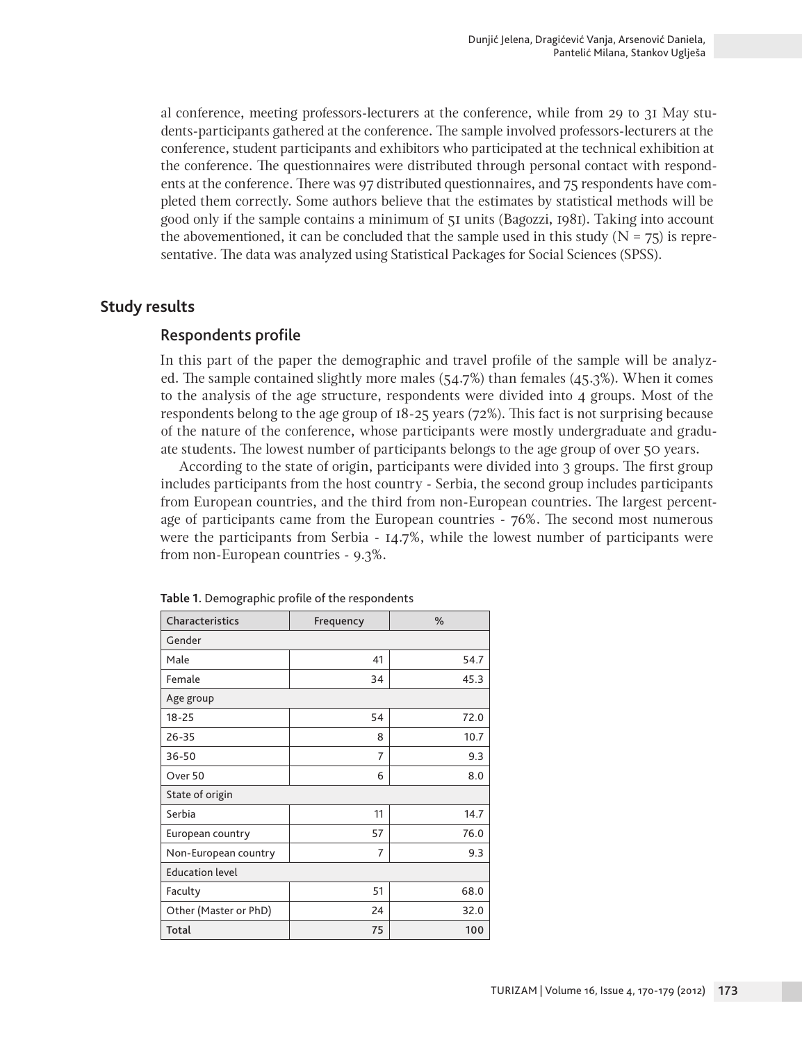al conference, meeting professors-lecturers at the conference, while from 29 to 31 May students-participants gathered at the conference. The sample involved professors-lecturers at the conference, student participants and exhibitors who participated at the technical exhibition at the conference. The questionnaires were distributed through personal contact with respondents at the conference. There was 97 distributed questionnaires, and 75 respondents have completed them correctly. Some authors believe that the estimates by statistical methods will be good only if the sample contains a minimum of 51 units (Bagozzi, 1981). Taking into account the abovementioned, it can be concluded that the sample used in this study (N = 75) is representative. The data was analyzed using Statistical Packages for Social Sciences (SPSS).

## Study results

### Respondents profile

In this part of the paper the demographic and travel profile of the sample will be analyzed. The sample contained slightly more males (54.7%) than females (45.3%). When it comes to the analysis of the age structure, respondents were divided into 4 groups. Most of the respondents belong to the age group of 18-25 years (72%). This fact is not surprising because of the nature of the conference, whose participants were mostly undergraduate and graduate students. The lowest number of participants belongs to the age group of over 50 years.

According to the state of origin, participants were divided into 3 groups. The first group includes participants from the host country - Serbia, the second group includes participants from European countries, and the third from non-European countries. The largest percentage of participants came from the European countries - 76%. The second most numerous were the participants from Serbia - 14.7%, while the lowest number of participants were from non-European countries - 9.3%.

**Table 1**. Demographic profile of the respondents

| Characteristics | Frequency | % |
|---|---|---|
| Gender | | |
| Male | 41 | 54.7 |
| Female | 34 | 45.3 |
| Age group | | |
| 18-25 | 54 | 72.0 |
| 26-35 | 8 | 10.7 |
| 36-50 | 7 | 9.3 |
| Over 50 | 6 | 8.0 |
| State of origin | | |
| Serbia | 11 | 14.7 |
| European country | 57 | 76.0 |
| Non-European country | 7 | 9.3 |
| Education level | | |
| Faculty | 51 | 68.0 |
| Other (Master or PhD) | 24 | 32.0 |
| **Total** | **75** | **100** |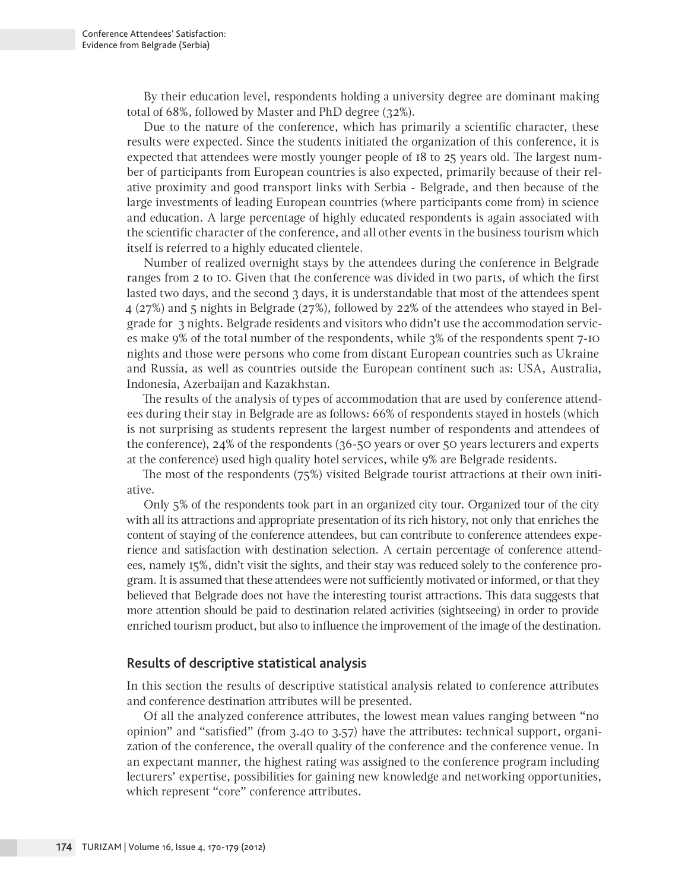By their education level, respondents holding a university degree are dominant making total of 68%, followed by Master and PhD degree (32%).

Due to the nature of the conference, which has primarily a scientific character, these results were expected. Since the students initiated the organization of this conference, it is expected that attendees were mostly younger people of 18 to 25 years old. The largest number of participants from European countries is also expected, primarily because of their relative proximity and good transport links with Serbia - Belgrade, and then because of the large investments of leading European countries (where participants come from) in science and education. A large percentage of highly educated respondents is again associated with the scientific character of the conference, and all other events in the business tourism which itself is referred to a highly educated clientele.

Number of realized overnight stays by the attendees during the conference in Belgrade ranges from 2 to 10. Given that the conference was divided in two parts, of which the first lasted two days, and the second 3 days, it is understandable that most of the attendees spent 4 (27%) and 5 nights in Belgrade (27%), followed by 22% of the attendees who stayed in Belgrade for 3 nights. Belgrade residents and visitors who didn't use the accommodation services make 9% of the total number of the respondents, while 3% of the respondents spent 7-10 nights and those were persons who come from distant European countries such as Ukraine and Russia, as well as countries outside the European continent such as: USA, Australia, Indonesia, Azerbaijan and Kazakhstan.

The results of the analysis of types of accommodation that are used by conference attendees during their stay in Belgrade are as follows: 66% of respondents stayed in hostels (which is not surprising as students represent the largest number of respondents and attendees of the conference), 24% of the respondents (36-50 years or over 50 years lecturers and experts at the conference) used high quality hotel services, while 9% are Belgrade residents.

The most of the respondents (75%) visited Belgrade tourist attractions at their own initiative.

Only 5% of the respondents took part in an organized city tour. Organized tour of the city with all its attractions and appropriate presentation of its rich history, not only that enriches the content of staying of the conference attendees, but can contribute to conference attendees experience and satisfaction with destination selection. A certain percentage of conference attendees, namely 15%, didn't visit the sights, and their stay was reduced solely to the conference program. It is assumed that these attendees were not sufficiently motivated or informed, or that they believed that Belgrade does not have the interesting tourist attractions. This data suggests that more attention should be paid to destination related activities (sightseeing) in order to provide enriched tourism product, but also to influence the improvement of the image of the destination.

## Results of descriptive statistical analysis

In this section the results of descriptive statistical analysis related to conference attributes and conference destination attributes will be presented.

Of all the analyzed conference attributes, the lowest mean values ranging between "no opinion" and "satisfied" (from 3.40 to 3.57) have the attributes: technical support, organization of the conference, the overall quality of the conference and the conference venue. In an expectant manner, the highest rating was assigned to the conference program including lecturers' expertise, possibilities for gaining new knowledge and networking opportunities, which represent "core" conference attributes.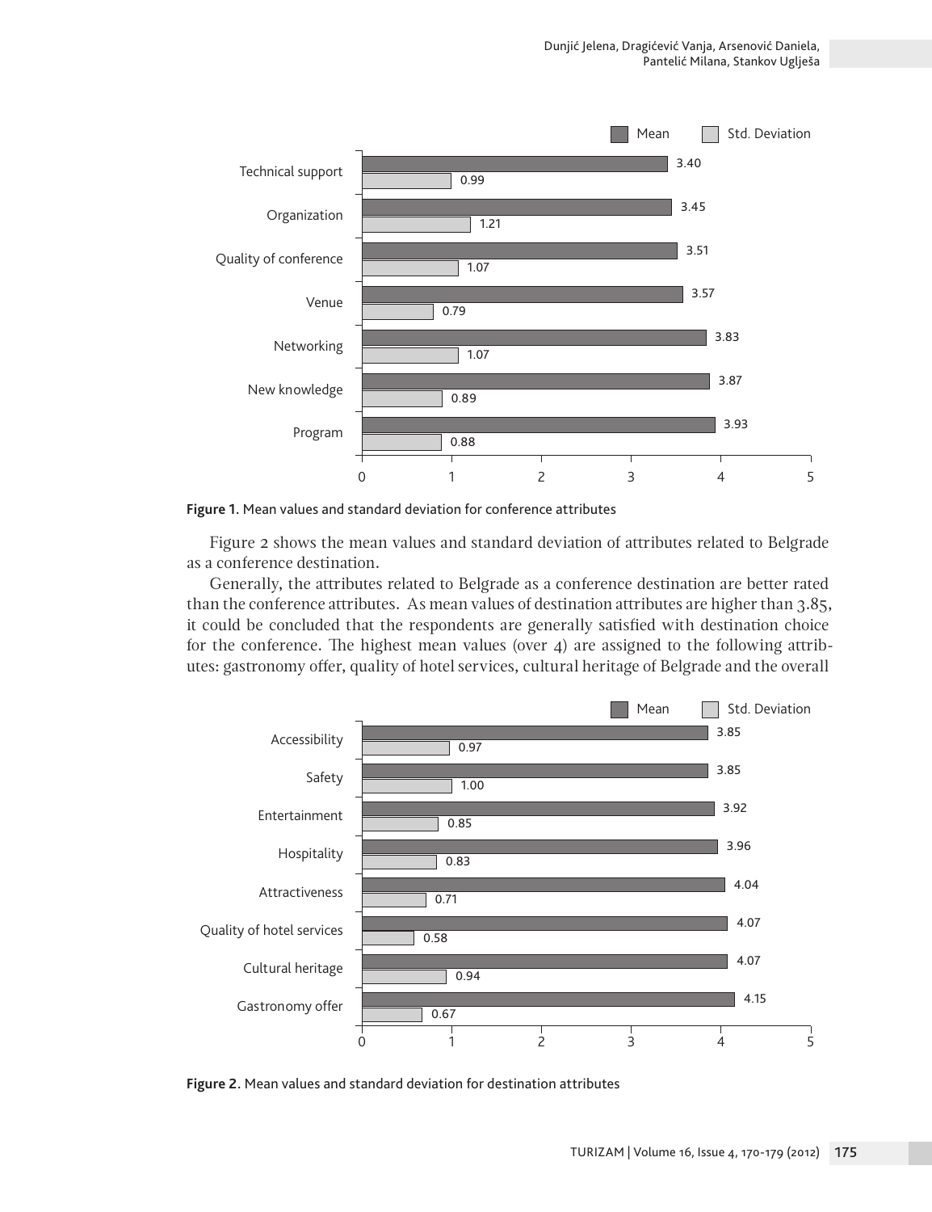Figure 1. Mean values and standard deviation for conference attributes

Figure 2 shows the mean values and standard deviation of attributes related to Belgrade as a conference destination.

Generally, the attributes related to Belgrade as a conference destination are better rated than the conference attributes. As mean values of destination attributes are higher than 3.85, it could be concluded that the respondents are generally satisfied with destination choice for the conference. The highest mean values (over 4) are assigned to the following attributes: gastronomy offer, quality of hotel services, cultural heritage of Belgrade and the overall

Figure 2. Mean values and standard deviation for destination attributes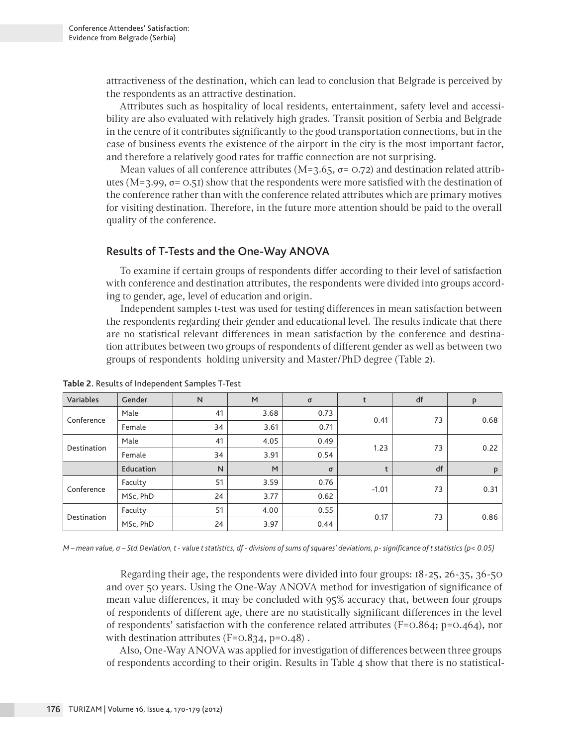attractiveness of the destination, which can lead to conclusion that Belgrade is perceived by the respondents as an attractive destination.

Attributes such as hospitality of local residents, entertainment, safety level and accessibility are also evaluated with relatively high grades. Transit position of Serbia and Belgrade in the centre of it contributes significantly to the good transportation connections, but in the case of business events the existence of the airport in the city is the most important factor, and therefore a relatively good rates for traffic connection are not surprising.

Mean values of all conference attributes ($M=3.65$, $\sigma=0.72$) and destination related attributes ($M=3.99$, $\sigma=0.51$) show that the respondents were more satisfied with the destination of the conference rather than with the conference related attributes which are primary motives for visiting destination. Therefore, in the future more attention should be paid to the overall quality of the conference.

## Results of T-Tests and the One-Way ANOVA

To examine if certain groups of respondents differ according to their level of satisfaction with conference and destination attributes, the respondents were divided into groups according to gender, age, level of education and origin.

Independent samples t-test was used for testing differences in mean satisfaction between the respondents regarding their gender and educational level. The results indicate that there are no statistical relevant differences in mean satisfaction by the conference and destination attributes between two groups of respondents of different gender as well as between two groups of respondents holding university and Master/PhD degree (Table 2).

**Table 2.** Results of Independent Samples T-Test

| Variables | Gender | N | M | σ | t | df | p |
|---|---|---|---|---|---|---|---|
| Conference | Male | 41 | 3.68 | 0.73 | 0.41 | 73 | 0.68 |
| | Female | 34 | 3.61 | 0.71 | | | |
| Destination | Male | 41 | 4.05 | 0.49 | 1.23 | 73 | 0.22 |
| | Female | 34 | 3.91 | 0.54 | | | |
| | **Education** | N | M | σ | t | df | p |
| Conference | Faculty | 51 | 3.59 | 0.76 | -1.01 | 73 | 0.31 |
| | MSc, PhD | 24 | 3.77 | 0.62 | | | |
| Destination | Faculty | 51 | 4.00 | 0.55 | 0.17 | 73 | 0.86 |
| | MSc, PhD | 24 | 3.97 | 0.44 | | | |

*M – mean value, σ – Std.Deviation, t - value t statistics, df - divisions of sums of squares' deviations, p- significance of t statistics (p< 0.05)*

Regarding their age, the respondents were divided into four groups: 18-25, 26-35, 36-50 and over 50 years. Using the One-Way ANOVA method for investigation of significance of mean value differences, it may be concluded with 95% accuracy that, between four groups of respondents of different age, there are no statistically significant differences in the level of respondents' satisfaction with the conference related attributes ($F=0.864$; $p=0.464$), nor with destination attributes ($F=0.834$, $p=0.48$) .

Also, One-Way ANOVA was applied for investigation of differences between three groups of respondents according to their origin. Results in Table 4 show that there is no statistical-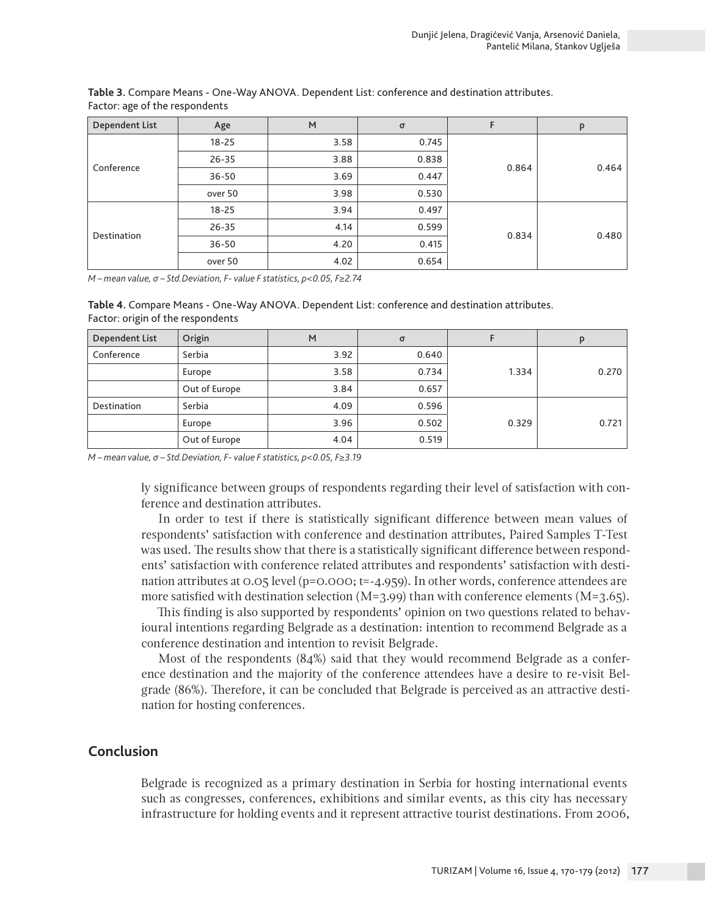**Table 3**. Compare Means - One-Way ANOVA. Dependent List: conference and destination attributes. Factor: age of the respondents

| Dependent List | Age | M | σ | F | p |
|---|---|---|---|---|---|
| Conference | 18-25 | 3.58 | 0.745 | 0.864 | 0.464 |
| | 26-35 | 3.88 | 0.838 | | |
| | 36-50 | 3.69 | 0.447 | | |
| | over 50 | 3.98 | 0.530 | | |
| Destination | 18-25 | 3.94 | 0.497 | 0.834 | 0.480 |
| | 26-35 | 4.14 | 0.599 | | |
| | 36-50 | 4.20 | 0.415 | | |
| | over 50 | 4.02 | 0.654 | | |

*M – mean value, σ – Std.Deviation, F- value F statistics, p<0.05, F≥2.74*

**Table 4**. Compare Means - One-Way ANOVA. Dependent List: conference and destination attributes. Factor: origin of the respondents

| Dependent List | Origin | M | σ | F | p |
|---|---|---|---|---|---|
| Conference | Serbia | 3.92 | 0.640 | 1.334 | 0.270 |
| | Europe | 3.58 | 0.734 | | |
| | Out of Europe | 3.84 | 0.657 | | |
| Destination | Serbia | 4.09 | 0.596 | 0.329 | 0.721 |
| | Europe | 3.96 | 0.502 | | |
| | Out of Europe | 4.04 | 0.519 | | |

*M – mean value, σ – Std.Deviation, F- value F statistics, p<0.05, F≥3.19*

ly significance between groups of respondents regarding their level of satisfaction with conference and destination attributes.

In order to test if there is statistically significant difference between mean values of respondents' satisfaction with conference and destination attributes, Paired Samples T-Test was used. The results show that there is a statistically significant difference between respondents' satisfaction with conference related attributes and respondents' satisfaction with destination attributes at 0.05 level (p=0.000; t=-4.959). In other words, conference attendees are more satisfied with destination selection (M=3.99) than with conference elements (M=3.65).

This finding is also supported by respondents' opinion on two questions related to behavioural intentions regarding Belgrade as a destination: intention to recommend Belgrade as a conference destination and intention to revisit Belgrade.

Most of the respondents (84%) said that they would recommend Belgrade as a conference destination and the majority of the conference attendees have a desire to re-visit Belgrade (86%). Therefore, it can be concluded that Belgrade is perceived as an attractive destination for hosting conferences.

## Conclusion

Belgrade is recognized as a primary destination in Serbia for hosting international events such as congresses, conferences, exhibitions and similar events, as this city has necessary infrastructure for holding events and it represent attractive tourist destinations. From 2006,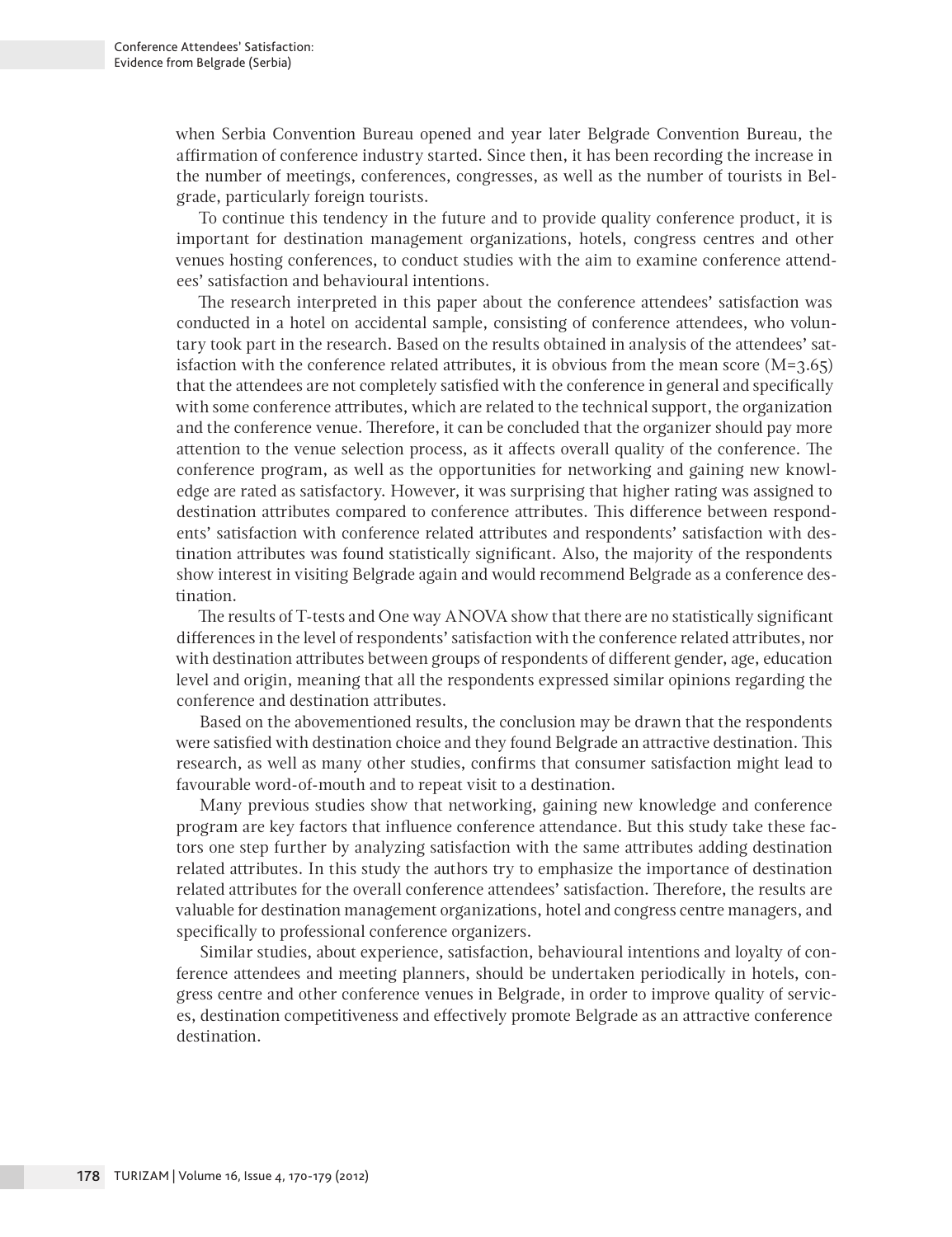when Serbia Convention Bureau opened and year later Belgrade Convention Bureau, the affirmation of conference industry started. Since then, it has been recording the increase in the number of meetings, conferences, congresses, as well as the number of tourists in Belgrade, particularly foreign tourists.

To continue this tendency in the future and to provide quality conference product, it is important for destination management organizations, hotels, congress centres and other venues hosting conferences, to conduct studies with the aim to examine conference attendees' satisfaction and behavioural intentions.

The research interpreted in this paper about the conference attendees' satisfaction was conducted in a hotel on accidental sample, consisting of conference attendees, who voluntary took part in the research. Based on the results obtained in analysis of the attendees' satisfaction with the conference related attributes, it is obvious from the mean score ($M=3.65$) that the attendees are not completely satisfied with the conference in general and specifically with some conference attributes, which are related to the technical support, the organization and the conference venue. Therefore, it can be concluded that the organizer should pay more attention to the venue selection process, as it affects overall quality of the conference. The conference program, as well as the opportunities for networking and gaining new knowledge are rated as satisfactory. However, it was surprising that higher rating was assigned to destination attributes compared to conference attributes. This difference between respondents' satisfaction with conference related attributes and respondents' satisfaction with destination attributes was found statistically significant. Also, the majority of the respondents show interest in visiting Belgrade again and would recommend Belgrade as a conference destination.

The results of T-tests and One way ANOVA show that there are no statistically significant differences in the level of respondents' satisfaction with the conference related attributes, nor with destination attributes between groups of respondents of different gender, age, education level and origin, meaning that all the respondents expressed similar opinions regarding the conference and destination attributes.

Based on the abovementioned results, the conclusion may be drawn that the respondents were satisfied with destination choice and they found Belgrade an attractive destination. This research, as well as many other studies, confirms that consumer satisfaction might lead to favourable word-of-mouth and to repeat visit to a destination.

Many previous studies show that networking, gaining new knowledge and conference program are key factors that influence conference attendance. But this study take these factors one step further by analyzing satisfaction with the same attributes adding destination related attributes. In this study the authors try to emphasize the importance of destination related attributes for the overall conference attendees' satisfaction. Therefore, the results are valuable for destination management organizations, hotel and congress centre managers, and specifically to professional conference organizers.

Similar studies, about experience, satisfaction, behavioural intentions and loyalty of conference attendees and meeting planners, should be undertaken periodically in hotels, congress centre and other conference venues in Belgrade, in order to improve quality of services, destination competitiveness and effectively promote Belgrade as an attractive conference destination.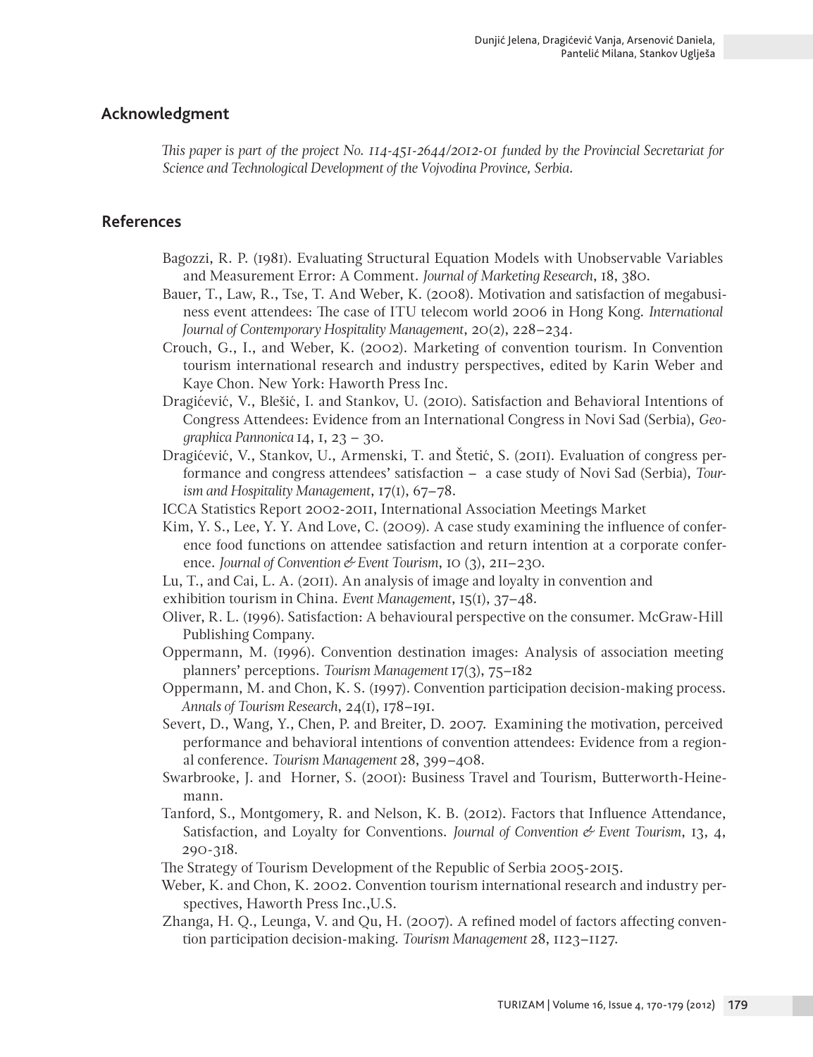## Acknowledgment

*This paper is part of the project No. 114-451-2644/2012-01 funded by the Provincial Secretariat for Science and Technological Development of the Vojvodina Province, Serbia.*

## References

Bagozzi, R. P. (1981). Evaluating Structural Equation Models with Unobservable Variables and Measurement Error: A Comment. *Journal of Marketing Research*, 18, 380.

Bauer, T., Law, R., Tse, T. And Weber, K. (2008). Motivation and satisfaction of megabusiness event attendees: The case of ITU telecom world 2006 in Hong Kong. *International Journal of Contemporary Hospitality Management*, 20(2), 228–234.

Crouch, G., I., and Weber, K. (2002). Marketing of convention tourism. In Convention tourism international research and industry perspectives, edited by Karin Weber and Kaye Chon. New York: Haworth Press Inc.

Dragićević, V., Blešić, I. and Stankov, U. (2010). Satisfaction and Behavioral Intentions of Congress Attendees: Evidence from an International Congress in Novi Sad (Serbia), *Geographica Pannonica* 14, 1, 23 – 30.

Dragićević, V., Stankov, U., Armenski, T. and Štetić, S. (2011). Evaluation of congress performance and congress attendees' satisfaction – a case study of Novi Sad (Serbia), *Tourism and Hospitality Management*, 17(1), 67–78.

ICCA Statistics Report 2002-2011, International Association Meetings Market

Kim, Y. S., Lee, Y. Y. And Love, C. (2009). A case study examining the influence of conference food functions on attendee satisfaction and return intention at a corporate conference. *Journal of Convention & Event Tourism*, 10 (3), 211–230.

Lu, T., and Cai, L. A. (2011). An analysis of image and loyalty in convention and exhibition tourism in China. *Event Management*, 15(1), 37–48.

Oliver, R. L. (1996). Satisfaction: A behavioural perspective on the consumer. McGraw-Hill Publishing Company.

Oppermann, M. (1996). Convention destination images: Analysis of association meeting planners' perceptions. *Tourism Management* 17(3), 75–182

Oppermann, M. and Chon, K. S. (1997). Convention participation decision-making process. *Annals of Tourism Research*, 24(1), 178–191.

Severt, D., Wang, Y., Chen, P. and Breiter, D. 2007. Examining the motivation, perceived performance and behavioral intentions of convention attendees: Evidence from a regional conference. *Tourism Management* 28, 399–408.

Swarbrooke, J. and Horner, S. (2001): Business Travel and Tourism, Butterworth-Heinemann.

Tanford, S., Montgomery, R. and Nelson, K. B. (2012). Factors that Influence Attendance, Satisfaction, and Loyalty for Conventions. *Journal of Convention & Event Tourism*, 13, 4, 290-318.

The Strategy of Tourism Development of the Republic of Serbia 2005-2015.

Weber, K. and Chon, K. 2002. Convention tourism international research and industry perspectives, Haworth Press Inc.,U.S.

Zhanga, H. Q., Leunga, V. and Qu, H. (2007). A refined model of factors affecting convention participation decision-making. *Tourism Management* 28, 1123–1127.